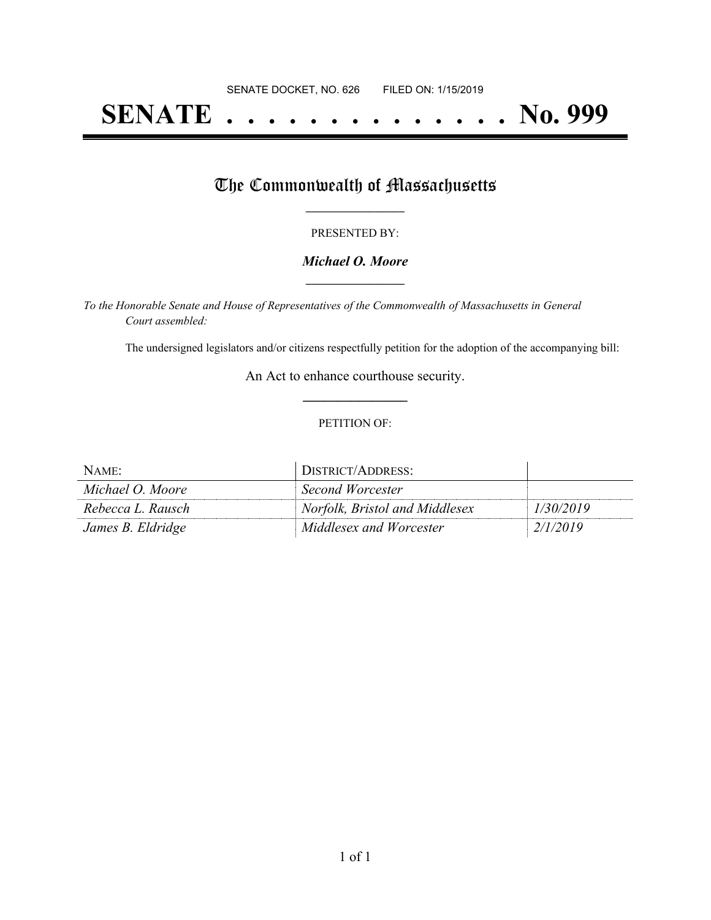SENATE DOCKET, NO. 626        FILED ON: 1/15/2019

# SENATE . . . . . . . . . . . . . . No. 999

## The Commonwealth of Massachusetts

PRESENTED BY:

***Michael O. Moore***

*To the Honorable Senate and House of Representatives of the Commonwealth of Massachusetts in General Court assembled:*

The undersigned legislators and/or citizens respectfully petition for the adoption of the accompanying bill:

An Act to enhance courthouse security.

PETITION OF:

| NAME: | DISTRICT/ADDRESS: | |
|---|---|---|
| *Michael O. Moore* | *Second Worcester* | |
| *Rebecca L. Rausch* | *Norfolk, Bristol and Middlesex* | *1/30/2019* |
| *James B. Eldridge* | *Middlesex and Worcester* | *2/1/2019* |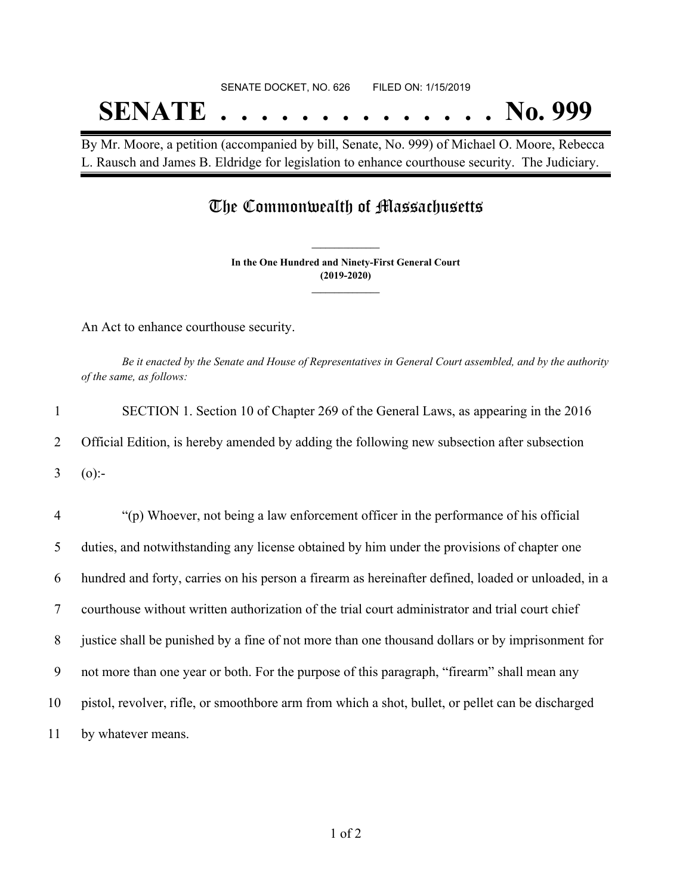SENATE DOCKET, NO. 626        FILED ON: 1/15/2019

# SENATE . . . . . . . . . . . . . . No. 999

By Mr. Moore, a petition (accompanied by bill, Senate, No. 999) of Michael O. Moore, Rebecca L. Rausch and James B. Eldridge for legislation to enhance courthouse security. The Judiciary.

## The Commonwealth of Massachusetts

**In the One Hundred and Ninety-First General Court**
**(2019-2020)**

An Act to enhance courthouse security.

*Be it enacted by the Senate and House of Representatives in General Court assembled, and by the authority of the same, as follows:*

1 SECTION 1. Section 10 of Chapter 269 of the General Laws, as appearing in the 2016
2 Official Edition, is hereby amended by adding the following new subsection after subsection
3 (o):-

4 "(p) Whoever, not being a law enforcement officer in the performance of his official
5 duties, and notwithstanding any license obtained by him under the provisions of chapter one
6 hundred and forty, carries on his person a firearm as hereinafter defined, loaded or unloaded, in a
7 courthouse without written authorization of the trial court administrator and trial court chief
8 justice shall be punished by a fine of not more than one thousand dollars or by imprisonment for
9 not more than one year or both. For the purpose of this paragraph, "firearm" shall mean any
10 pistol, revolver, rifle, or smoothbore arm from which a shot, bullet, or pellet can be discharged
11 by whatever means.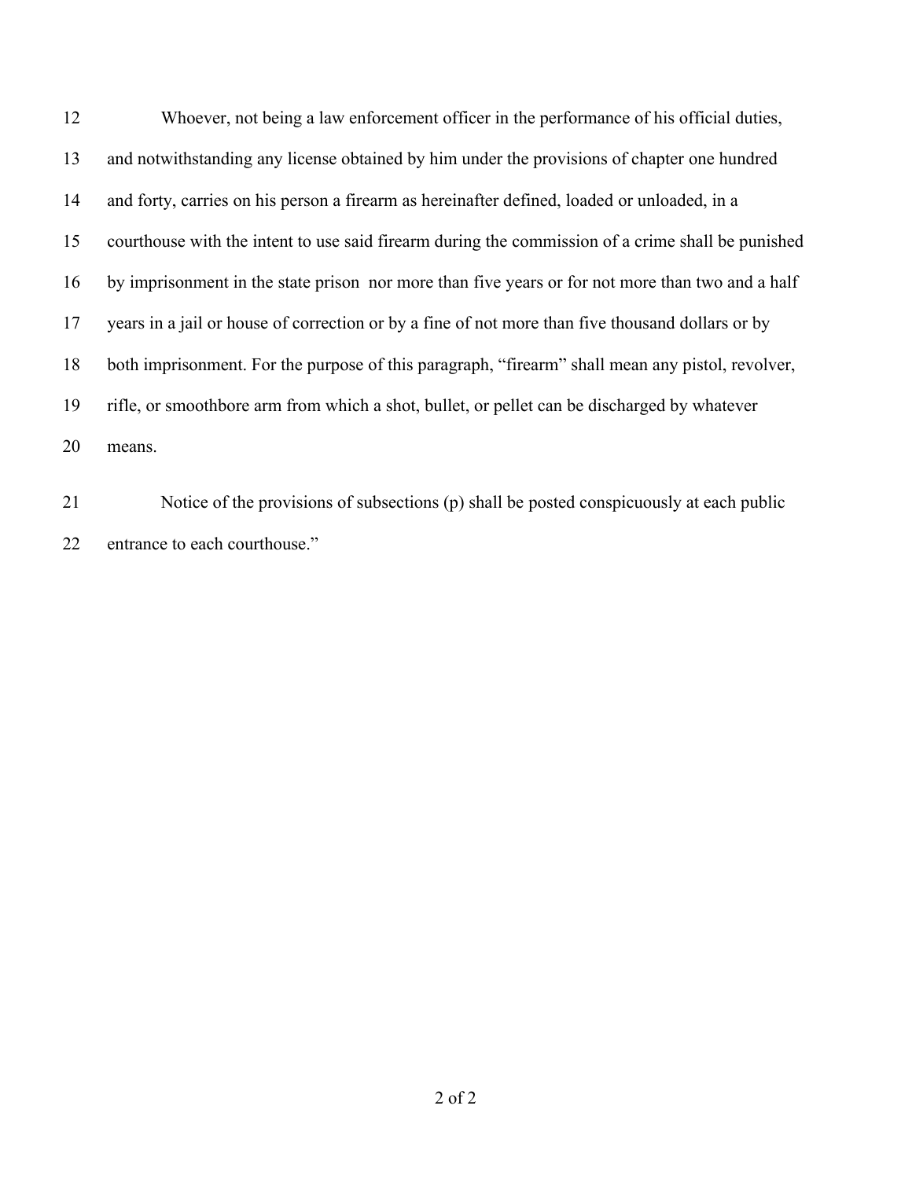12 Whoever, not being a law enforcement officer in the performance of his official duties,
13 and notwithstanding any license obtained by him under the provisions of chapter one hundred
14 and forty, carries on his person a firearm as hereinafter defined, loaded or unloaded, in a
15 courthouse with the intent to use said firearm during the commission of a crime shall be punished
16 by imprisonment in the state prison nor more than five years or for not more than two and a half
17 years in a jail or house of correction or by a fine of not more than five thousand dollars or by
18 both imprisonment. For the purpose of this paragraph, "firearm" shall mean any pistol, revolver,
19 rifle, or smoothbore arm from which a shot, bullet, or pellet can be discharged by whatever
20 means.

21 Notice of the provisions of subsections (p) shall be posted conspicuously at each public
22 entrance to each courthouse."